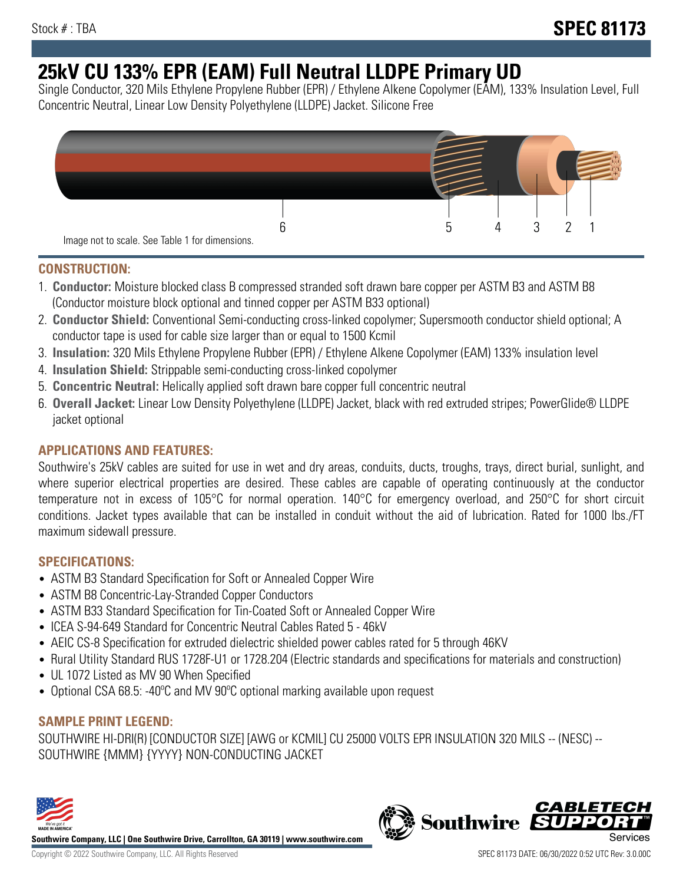Stock # : TBA

# SPEC 81173

# 25kV CU 133% EPR (EAM) Full Neutral LLDPE Primary UD

Single Conductor, 320 Mils Ethylene Propylene Rubber (EPR) / Ethylene Alkene Copolymer (EAM), 133% Insulation Level, Full Concentric Neutral, Linear Low Density Polyethylene (LLDPE) Jacket. Silicone Free

6 5 4 3 2 1

Image not to scale. See Table 1 for dimensions.

## CONSTRUCTION:

1. **Conductor:** Moisture blocked class B compressed stranded soft drawn bare copper per ASTM B3 and ASTM B8 (Conductor moisture block optional and tinned copper per ASTM B33 optional)
2. **Conductor Shield:** Conventional Semi-conducting cross-linked copolymer; Supersmooth conductor shield optional; A conductor tape is used for cable size larger than or equal to 1500 Kcmil
3. **Insulation:** 320 Mils Ethylene Propylene Rubber (EPR) / Ethylene Alkene Copolymer (EAM) 133% insulation level
4. **Insulation Shield:** Strippable semi-conducting cross-linked copolymer
5. **Concentric Neutral:** Helically applied soft drawn bare copper full concentric neutral
6. **Overall Jacket:** Linear Low Density Polyethylene (LLDPE) Jacket, black with red extruded stripes; PowerGlide® LLDPE jacket optional

## APPLICATIONS AND FEATURES:

Southwire's 25kV cables are suited for use in wet and dry areas, conduits, ducts, troughs, trays, direct burial, sunlight, and where superior electrical properties are desired. These cables are capable of operating continuously at the conductor temperature not in excess of 105°C for normal operation. 140°C for emergency overload, and 250°C for short circuit conditions. Jacket types available that can be installed in conduit without the aid of lubrication. Rated for 1000 lbs./FT maximum sidewall pressure.

## SPECIFICATIONS:

- ASTM B3 Standard Specification for Soft or Annealed Copper Wire
- ASTM B8 Concentric-Lay-Stranded Copper Conductors
- ASTM B33 Standard Specification for Tin-Coated Soft or Annealed Copper Wire
- ICEA S-94-649 Standard for Concentric Neutral Cables Rated 5 - 46kV
- AEIC CS-8 Specification for extruded dielectric shielded power cables rated for 5 through 46KV
- Rural Utility Standard RUS 1728F-U1 or 1728.204 (Electric standards and specifications for materials and construction)
- UL 1072 Listed as MV 90 When Specified
- Optional CSA 68.5: -40ºC and MV 90ºC optional marking available upon request

## SAMPLE PRINT LEGEND:

SOUTHWIRE HI-DRI(R) [CONDUCTOR SIZE] [AWG or KCMIL] CU 25000 VOLTS EPR INSULATION 320 MILS -- (NESC) -- SOUTHWIRE {MMM} {YYYY} NON-CONDUCTING JACKET

Southwire Company, LLC | One Southwire Drive, Carrollton, GA 30119 | www.southwire.com

Copyright © 2022 Southwire Company, LLC. All Rights Reserved

SPEC 81173 DATE: 06/30/2022 0:52 UTC Rev: 3.0.00C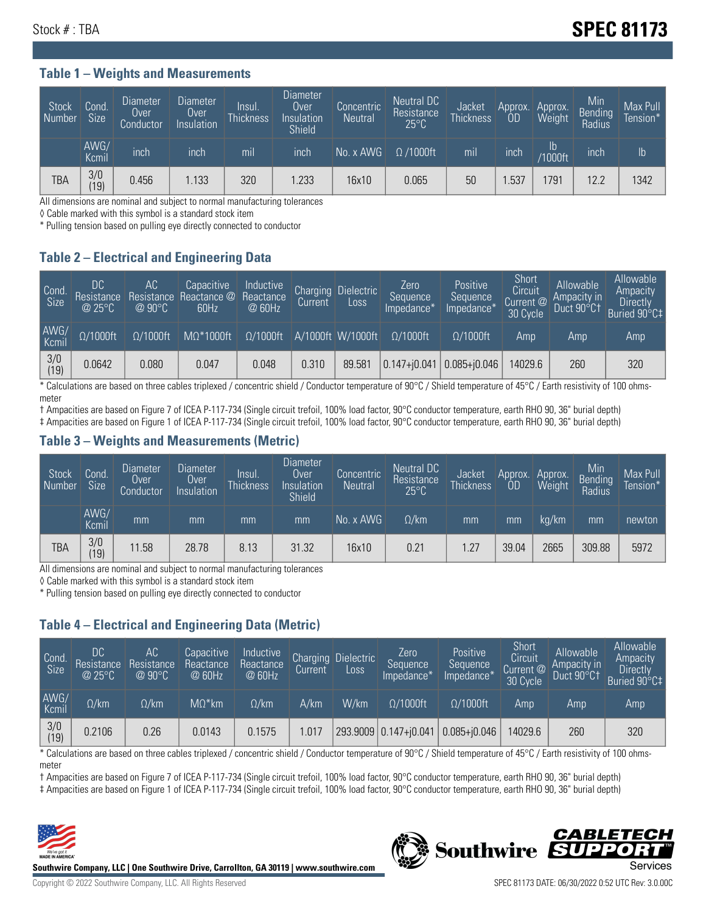Stock # : TBA

# SPEC 81173

## Table 1 – Weights and Measurements

| Stock Number | Cond. Size | Diameter Over Conductor | Diameter Over Insulation | Insul. Thickness | Diameter Over Insulation Shield | Concentric Neutral | Neutral DC Resistance 25°C | Jacket Thickness | Approx. OD | Approx. Weight | Min Bending Radius | Max Pull Tension* |
|---|---|---|---|---|---|---|---|---|---|---|---|---|
| | AWG/ Kcmil | inch | inch | mil | inch | No. x AWG | Ω /1000ft | mil | inch | lb /1000ft | inch | lb |
| TBA | 3/0 (19) | 0.456 | 1.133 | 320 | 1.233 | 16x10 | 0.065 | 50 | 1.537 | 1791 | 12.2 | 1342 |

All dimensions are nominal and subject to normal manufacturing tolerances

◊ Cable marked with this symbol is a standard stock item

* Pulling tension based on pulling eye directly connected to conductor

## Table 2 – Electrical and Engineering Data

| Cond. Size | DC Resistance @ 25°C | AC Resistance @ 90°C | Capacitive Reactance @ 60Hz | Inductive Reactance @ 60Hz | Charging Current | Dielectric Loss | Zero Sequence Impedance* | Positive Sequence Impedance* | Short Circuit Current @ 30 Cycle | Allowable Ampacity in Duct 90°C† | Allowable Ampacity Directly Buried 90°C‡ |
|---|---|---|---|---|---|---|---|---|---|---|---|
| AWG/ Kcmil | Ω/1000ft | Ω/1000ft | MΩ*1000ft | Ω/1000ft | A/1000ft | W/1000ft | Ω/1000ft | Ω/1000ft | Amp | Amp | Amp |
| 3/0 (19) | 0.0642 | 0.080 | 0.047 | 0.048 | 0.310 | 89.581 | 0.147+j0.041 | 0.085+j0.046 | 14029.6 | 260 | 320 |

* Calculations are based on three cables triplexed / concentric shield / Conductor temperature of 90°C / Shield temperature of 45°C / Earth resistivity of 100 ohms-meter

† Ampacities are based on Figure 7 of ICEA P-117-734 (Single circuit trefoil, 100% load factor, 90°C conductor temperature, earth RHO 90, 36" burial depth)

‡ Ampacities are based on Figure 1 of ICEA P-117-734 (Single circuit trefoil, 100% load factor, 90°C conductor temperature, earth RHO 90, 36" burial depth)

## Table 3 – Weights and Measurements (Metric)

| Stock Number | Cond. Size | Diameter Over Conductor | Diameter Over Insulation | Insul. Thickness | Diameter Over Insulation Shield | Concentric Neutral | Neutral DC Resistance 25°C | Jacket Thickness | Approx. OD | Approx. Weight | Min Bending Radius | Max Pull Tension* |
|---|---|---|---|---|---|---|---|---|---|---|---|---|
| | AWG/ Kcmil | mm | mm | mm | mm | No. x AWG | Ω/km | mm | mm | kg/km | mm | newton |
| TBA | 3/0 (19) | 11.58 | 28.78 | 8.13 | 31.32 | 16x10 | 0.21 | 1.27 | 39.04 | 2665 | 309.88 | 5972 |

All dimensions are nominal and subject to normal manufacturing tolerances

◊ Cable marked with this symbol is a standard stock item

* Pulling tension based on pulling eye directly connected to conductor

## Table 4 – Electrical and Engineering Data (Metric)

| Cond. Size | DC Resistance @ 25°C | AC Resistance @ 90°C | Capacitive Reactance @ 60Hz | Inductive Reactance @ 60Hz | Charging Current | Dielectric Loss | Zero Sequence Impedance* | Positive Sequence Impedance* | Short Circuit Current @ 30 Cycle | Allowable Ampacity in Duct 90°C† | Allowable Ampacity Directly Buried 90°C‡ |
|---|---|---|---|---|---|---|---|---|---|---|---|
| AWG/ Kcmil | Ω/km | Ω/km | MΩ*km | Ω/km | A/km | W/km | Ω/1000ft | Ω/1000ft | Amp | Amp | Amp |
| 3/0 (19) | 0.2106 | 0.26 | 0.0143 | 0.1575 | 1.017 | 293.9009 | 0.147+j0.041 | 0.085+j0.046 | 14029.6 | 260 | 320 |

* Calculations are based on three cables triplexed / concentric shield / Conductor temperature of 90°C / Shield temperature of 45°C / Earth resistivity of 100 ohms-meter

† Ampacities are based on Figure 7 of ICEA P-117-734 (Single circuit trefoil, 100% load factor, 90°C conductor temperature, earth RHO 90, 36" burial depth)

‡ Ampacities are based on Figure 1 of ICEA P-117-734 (Single circuit trefoil, 100% load factor, 90°C conductor temperature, earth RHO 90, 36" burial depth)

**Southwire Company, LLC | One Southwire Drive, Carrollton, GA 30119 | www.southwire.com**

Copyright © 2022 Southwire Company, LLC. All Rights Reserved

SPEC 81173 DATE: 06/30/2022 0:52 UTC Rev: 3.0.00C